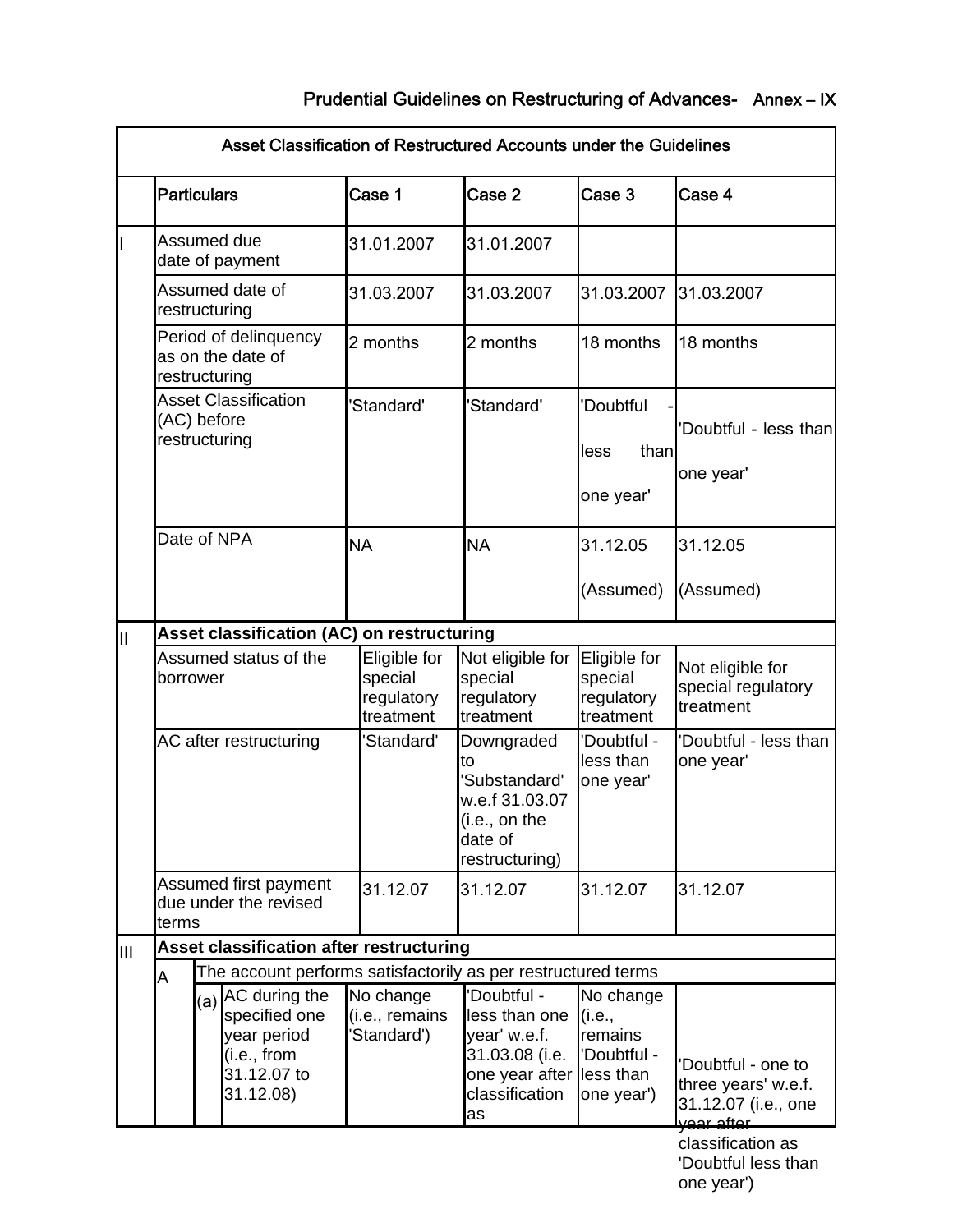# Prudential Guidelines on Restructuring of Advances- Annex – IX

| Asset Classification of Restructured Accounts under the Guidelines | | | | | |
|---|---|---|---|---|---|
| | **Particulars** | **Case 1** | **Case 2** | **Case 3** | **Case 4** |
| I | Assumed due date of payment | 31.01.2007 | 31.01.2007 | | |
| | Assumed date of restructuring | 31.03.2007 | 31.03.2007 | 31.03.2007 | 31.03.2007 |
| | Period of delinquency as on the date of restructuring | 2 months | 2 months | 18 months | 18 months |
| | Asset Classification (AC) before restructuring | 'Standard' | 'Standard' | 'Doubtful - less than one year' | 'Doubtful - less than one year' |
| | Date of NPA | NA | NA | 31.12.05 (Assumed) | 31.12.05 (Assumed) |
| II | **Asset classification (AC) on restructuring** | | | | |
| | Assumed status of the borrower | Eligible for special regulatory treatment | Not eligible for special regulatory treatment | Eligible for special regulatory treatment | Not eligible for special regulatory treatment |
| | AC after restructuring | 'Standard' | Downgraded to 'Substandard' w.e.f 31.03.07 (i.e., on the date of restructuring) | 'Doubtful - less than one year' | 'Doubtful - less than one year' |
| | Assumed first payment due under the revised terms | 31.12.07 | 31.12.07 | 31.12.07 | 31.12.07 |
| III | **Asset classification after restructuring** | | | | |
| | A. The account performs satisfactorily as per restructured terms | | | | |
| | (a) AC during the specified one year period (i.e., from 31.12.07 to 31.12.08) | No change (i.e., remains 'Standard') | 'Doubtful - less than one year' w.e.f. 31.03.08 (i.e. one year after classification as | No change (i.e., remains 'Doubtful - less than one year') | 'Doubtful - one to three years' w.e.f. 31.12.07 (i.e., one year after classification as 'Doubtful less than one year') |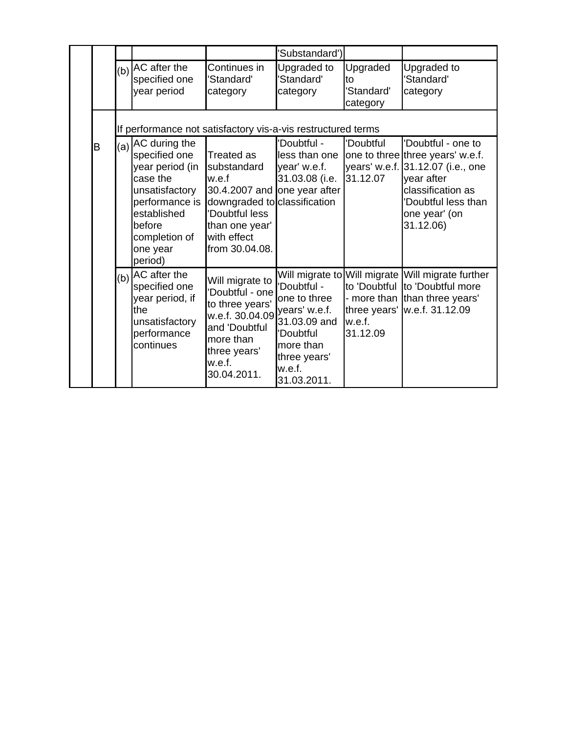| | | | | | | | |
|---|---|---|---|---|---|---|---|
| | | | | | 'Substandard') | | |
| | | (b) | AC after the specified one year period | Continues in 'Standard' category | Upgraded to 'Standard' category | Upgraded to 'Standard' category | Upgraded to 'Standard' category |
| | B | If performance not satisfactory vis-a-vis restructured terms | | | | | |
| | | (a) | AC during the specified one year period (in case the unsatisfactory performance is established before completion of one year period) | Treated as substandard w.e.f 30.4.2007 and downgraded to 'Doubtful less than one year' with effect from 30.04.08. | 'Doubtful - less than one year' w.e.f. 31.03.08 (i.e. one year after classification | 'Doubtful one to three years' w.e.f. 31.12.07 | 'Doubtful - one to three years' w.e.f. 31.12.07 (i.e., one year after classification as 'Doubtful less than one year' (on 31.12.06) |
| | | (b) | AC after the specified one year period, if the unsatisfactory performance continues | Will migrate to 'Doubtful - one to three years' w.e.f. 30.04.09 and 'Doubtful more than three years' w.e.f. 30.04.2011. | Will migrate to 'Doubtful - one to three years' w.e.f. 31.03.09 and 'Doubtful more than three years' w.e.f. 31.03.2011. | Will migrate to 'Doubtful - more than three years' w.e.f. 31.12.09 | Will migrate further to 'Doubtful more than three years' w.e.f. 31.12.09 |